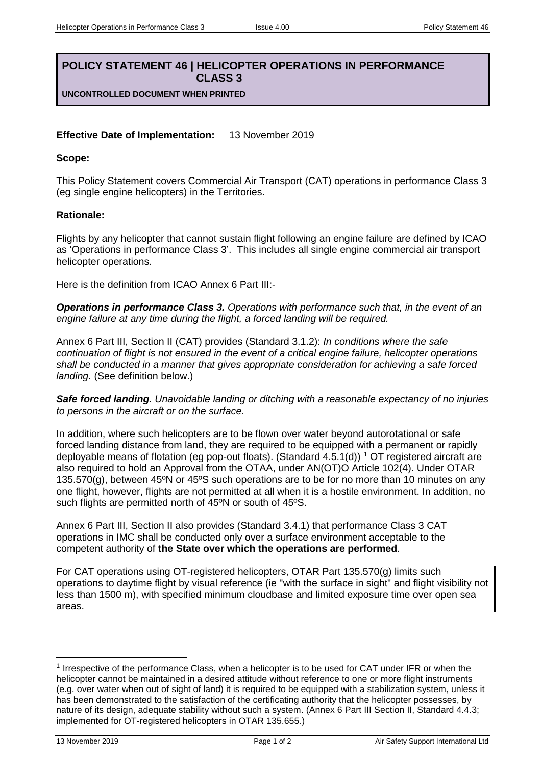# POLICY STATEMENT 46 | HELICOPTER OPERATIONS IN PERFORMANCE CLASS 3

**UNCONTROLLED DOCUMENT WHEN PRINTED**

**Effective Date of Implementation:** 13 November 2019

**Scope:**

This Policy Statement covers Commercial Air Transport (CAT) operations in performance Class 3 (eg single engine helicopters) in the Territories.

**Rationale:**

Flights by any helicopter that cannot sustain flight following an engine failure are defined by ICAO as 'Operations in performance Class 3'. This includes all single engine commercial air transport helicopter operations.

Here is the definition from ICAO Annex 6 Part III:-

***Operations in performance Class 3.*** *Operations with performance such that, in the event of an engine failure at any time during the flight, a forced landing will be required.*

Annex 6 Part III, Section II (CAT) provides (Standard 3.1.2): *In conditions where the safe continuation of flight is not ensured in the event of a critical engine failure, helicopter operations shall be conducted in a manner that gives appropriate consideration for achieving a safe forced landing.* (See definition below.)

***Safe forced landing.*** *Unavoidable landing or ditching with a reasonable expectancy of no injuries to persons in the aircraft or on the surface.*

In addition, where such helicopters are to be flown over water beyond autorotational or safe forced landing distance from land, they are required to be equipped with a permanent or rapidly deployable means of flotation (eg pop-out floats). (Standard 4.5.1(d)) [1] OT registered aircraft are also required to hold an Approval from the OTAA, under AN(OT)O Article 102(4). Under OTAR 135.570(g), between 45ºN or 45ºS such operations are to be for no more than 10 minutes on any one flight, however, flights are not permitted at all when it is a hostile environment. In addition, no such flights are permitted north of 45ºN or south of 45ºS.

Annex 6 Part III, Section II also provides (Standard 3.4.1) that performance Class 3 CAT operations in IMC shall be conducted only over a surface environment acceptable to the competent authority of **the State over which the operations are performed**.

For CAT operations using OT-registered helicopters, OTAR Part 135.570(g) limits such operations to daytime flight by visual reference (ie "with the surface in sight" and flight visibility not less than 1500 m), with specified minimum cloudbase and limited exposure time over open sea areas.

---

[1] Irrespective of the performance Class, when a helicopter is to be used for CAT under IFR or when the helicopter cannot be maintained in a desired attitude without reference to one or more flight instruments (e.g. over water when out of sight of land) it is required to be equipped with a stabilization system, unless it has been demonstrated to the satisfaction of the certificating authority that the helicopter possesses, by nature of its design, adequate stability without such a system. (Annex 6 Part III Section II, Standard 4.4.3; implemented for OT-registered helicopters in OTAR 135.655.)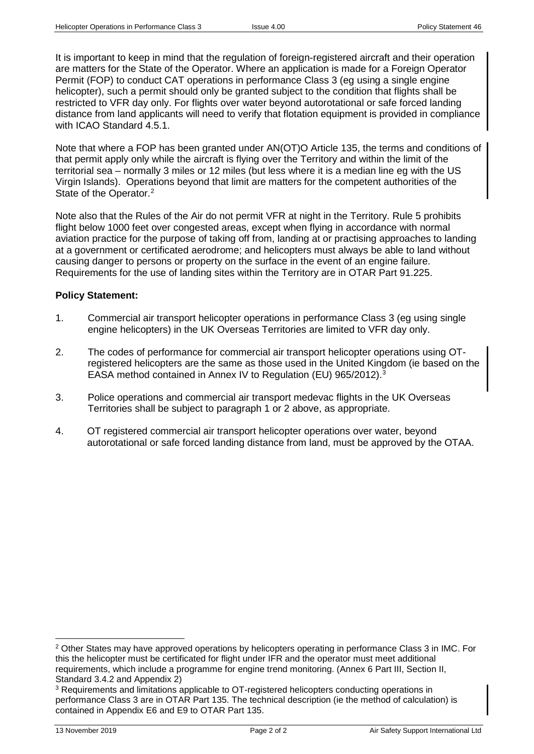It is important to keep in mind that the regulation of foreign-registered aircraft and their operation are matters for the State of the Operator. Where an application is made for a Foreign Operator Permit (FOP) to conduct CAT operations in performance Class 3 (eg using a single engine helicopter), such a permit should only be granted subject to the condition that flights shall be restricted to VFR day only. For flights over water beyond autorotational or safe forced landing distance from land applicants will need to verify that flotation equipment is provided in compliance with ICAO Standard 4.5.1.

Note that where a FOP has been granted under AN(OT)O Article 135, the terms and conditions of that permit apply only while the aircraft is flying over the Territory and within the limit of the territorial sea – normally 3 miles or 12 miles (but less where it is a median line eg with the US Virgin Islands). Operations beyond that limit are matters for the competent authorities of the State of the Operator.[2]

Note also that the Rules of the Air do not permit VFR at night in the Territory. Rule 5 prohibits flight below 1000 feet over congested areas, except when flying in accordance with normal aviation practice for the purpose of taking off from, landing at or practising approaches to landing at a government or certificated aerodrome; and helicopters must always be able to land without causing danger to persons or property on the surface in the event of an engine failure. Requirements for the use of landing sites within the Territory are in OTAR Part 91.225.

**Policy Statement:**

1. Commercial air transport helicopter operations in performance Class 3 (eg using single engine helicopters) in the UK Overseas Territories are limited to VFR day only.

2. The codes of performance for commercial air transport helicopter operations using OT-registered helicopters are the same as those used in the United Kingdom (ie based on the EASA method contained in Annex IV to Regulation (EU) 965/2012).[3]

3. Police operations and commercial air transport medevac flights in the UK Overseas Territories shall be subject to paragraph 1 or 2 above, as appropriate.

4. OT registered commercial air transport helicopter operations over water, beyond autorotational or safe forced landing distance from land, must be approved by the OTAA.

---

[2] Other States may have approved operations by helicopters operating in performance Class 3 in IMC. For this the helicopter must be certificated for flight under IFR and the operator must meet additional requirements, which include a programme for engine trend monitoring. (Annex 6 Part III, Section II, Standard 3.4.2 and Appendix 2)

[3] Requirements and limitations applicable to OT-registered helicopters conducting operations in performance Class 3 are in OTAR Part 135. The technical description (ie the method of calculation) is contained in Appendix E6 and E9 to OTAR Part 135.